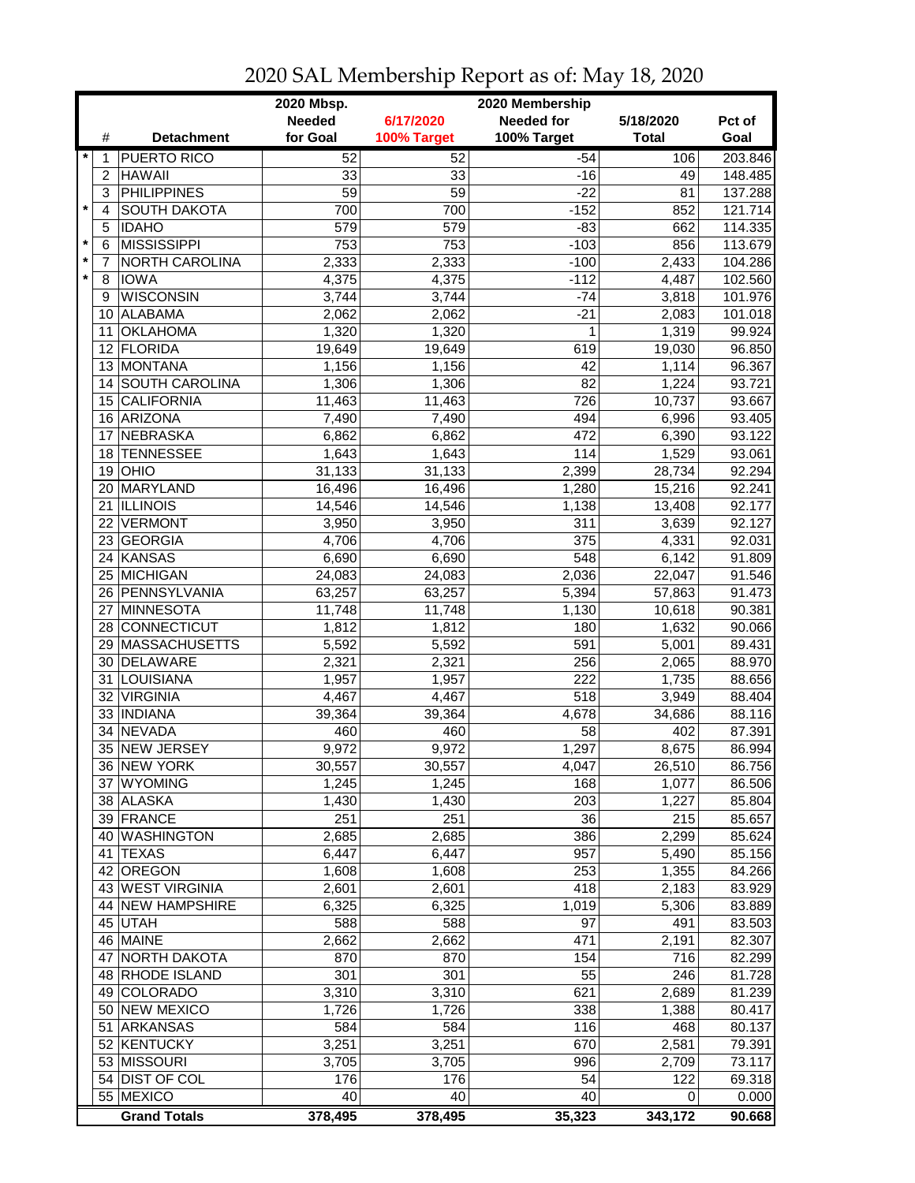# 2020 SAL Membership Report as of: May 18, 2020

| | # | Detachment | 2020 Mbsp. Needed for Goal | 6/17/2020 100% Target | 2020 Membership Needed for 100% Target | 5/18/2020 Total | Pct of Goal |
|---|---|---|---|---|---|---|---|
| * | 1 | PUERTO RICO | 52 | 52 | -54 | 106 | 203.846 |
| | 2 | HAWAII | 33 | 33 | -16 | 49 | 148.485 |
| | 3 | PHILIPPINES | 59 | 59 | -22 | 81 | 137.288 |
| * | 4 | SOUTH DAKOTA | 700 | 700 | -152 | 852 | 121.714 |
| | 5 | IDAHO | 579 | 579 | -83 | 662 | 114.335 |
| * | 6 | MISSISSIPPI | 753 | 753 | -103 | 856 | 113.679 |
| * | 7 | NORTH CAROLINA | 2,333 | 2,333 | -100 | 2,433 | 104.286 |
| * | 8 | IOWA | 4,375 | 4,375 | -112 | 4,487 | 102.560 |
| | 9 | WISCONSIN | 3,744 | 3,744 | -74 | 3,818 | 101.976 |
| | 10 | ALABAMA | 2,062 | 2,062 | -21 | 2,083 | 101.018 |
| | 11 | OKLAHOMA | 1,320 | 1,320 | 1 | 1,319 | 99.924 |
| | 12 | FLORIDA | 19,649 | 19,649 | 619 | 19,030 | 96.850 |
| | 13 | MONTANA | 1,156 | 1,156 | 42 | 1,114 | 96.367 |
| | 14 | SOUTH CAROLINA | 1,306 | 1,306 | 82 | 1,224 | 93.721 |
| | 15 | CALIFORNIA | 11,463 | 11,463 | 726 | 10,737 | 93.667 |
| | 16 | ARIZONA | 7,490 | 7,490 | 494 | 6,996 | 93.405 |
| | 17 | NEBRASKA | 6,862 | 6,862 | 472 | 6,390 | 93.122 |
| | 18 | TENNESSEE | 1,643 | 1,643 | 114 | 1,529 | 93.061 |
| | 19 | OHIO | 31,133 | 31,133 | 2,399 | 28,734 | 92.294 |
| | 20 | MARYLAND | 16,496 | 16,496 | 1,280 | 15,216 | 92.241 |
| | 21 | ILLINOIS | 14,546 | 14,546 | 1,138 | 13,408 | 92.177 |
| | 22 | VERMONT | 3,950 | 3,950 | 311 | 3,639 | 92.127 |
| | 23 | GEORGIA | 4,706 | 4,706 | 375 | 4,331 | 92.031 |
| | 24 | KANSAS | 6,690 | 6,690 | 548 | 6,142 | 91.809 |
| | 25 | MICHIGAN | 24,083 | 24,083 | 2,036 | 22,047 | 91.546 |
| | 26 | PENNSYLVANIA | 63,257 | 63,257 | 5,394 | 57,863 | 91.473 |
| | 27 | MINNESOTA | 11,748 | 11,748 | 1,130 | 10,618 | 90.381 |
| | 28 | CONNECTICUT | 1,812 | 1,812 | 180 | 1,632 | 90.066 |
| | 29 | MASSACHUSETTS | 5,592 | 5,592 | 591 | 5,001 | 89.431 |
| | 30 | DELAWARE | 2,321 | 2,321 | 256 | 2,065 | 88.970 |
| | 31 | LOUISIANA | 1,957 | 1,957 | 222 | 1,735 | 88.656 |
| | 32 | VIRGINIA | 4,467 | 4,467 | 518 | 3,949 | 88.404 |
| | 33 | INDIANA | 39,364 | 39,364 | 4,678 | 34,686 | 88.116 |
| | 34 | NEVADA | 460 | 460 | 58 | 402 | 87.391 |
| | 35 | NEW JERSEY | 9,972 | 9,972 | 1,297 | 8,675 | 86.994 |
| | 36 | NEW YORK | 30,557 | 30,557 | 4,047 | 26,510 | 86.756 |
| | 37 | WYOMING | 1,245 | 1,245 | 168 | 1,077 | 86.506 |
| | 38 | ALASKA | 1,430 | 1,430 | 203 | 1,227 | 85.804 |
| | 39 | FRANCE | 251 | 251 | 36 | 215 | 85.657 |
| | 40 | WASHINGTON | 2,685 | 2,685 | 386 | 2,299 | 85.624 |
| | 41 | TEXAS | 6,447 | 6,447 | 957 | 5,490 | 85.156 |
| | 42 | OREGON | 1,608 | 1,608 | 253 | 1,355 | 84.266 |
| | 43 | WEST VIRGINIA | 2,601 | 2,601 | 418 | 2,183 | 83.929 |
| | 44 | NEW HAMPSHIRE | 6,325 | 6,325 | 1,019 | 5,306 | 83.889 |
| | 45 | UTAH | 588 | 588 | 97 | 491 | 83.503 |
| | 46 | MAINE | 2,662 | 2,662 | 471 | 2,191 | 82.307 |
| | 47 | NORTH DAKOTA | 870 | 870 | 154 | 716 | 82.299 |
| | 48 | RHODE ISLAND | 301 | 301 | 55 | 246 | 81.728 |
| | 49 | COLORADO | 3,310 | 3,310 | 621 | 2,689 | 81.239 |
| | 50 | NEW MEXICO | 1,726 | 1,726 | 338 | 1,388 | 80.417 |
| | 51 | ARKANSAS | 584 | 584 | 116 | 468 | 80.137 |
| | 52 | KENTUCKY | 3,251 | 3,251 | 670 | 2,581 | 79.391 |
| | 53 | MISSOURI | 3,705 | 3,705 | 996 | 2,709 | 73.117 |
| | 54 | DIST OF COL | 176 | 176 | 54 | 122 | 69.318 |
| | 55 | MEXICO | 40 | 40 | 40 | 0 | 0.000 |
| | | **Grand Totals** | **378,495** | **378,495** | **35,323** | **343,172** | **90.668** |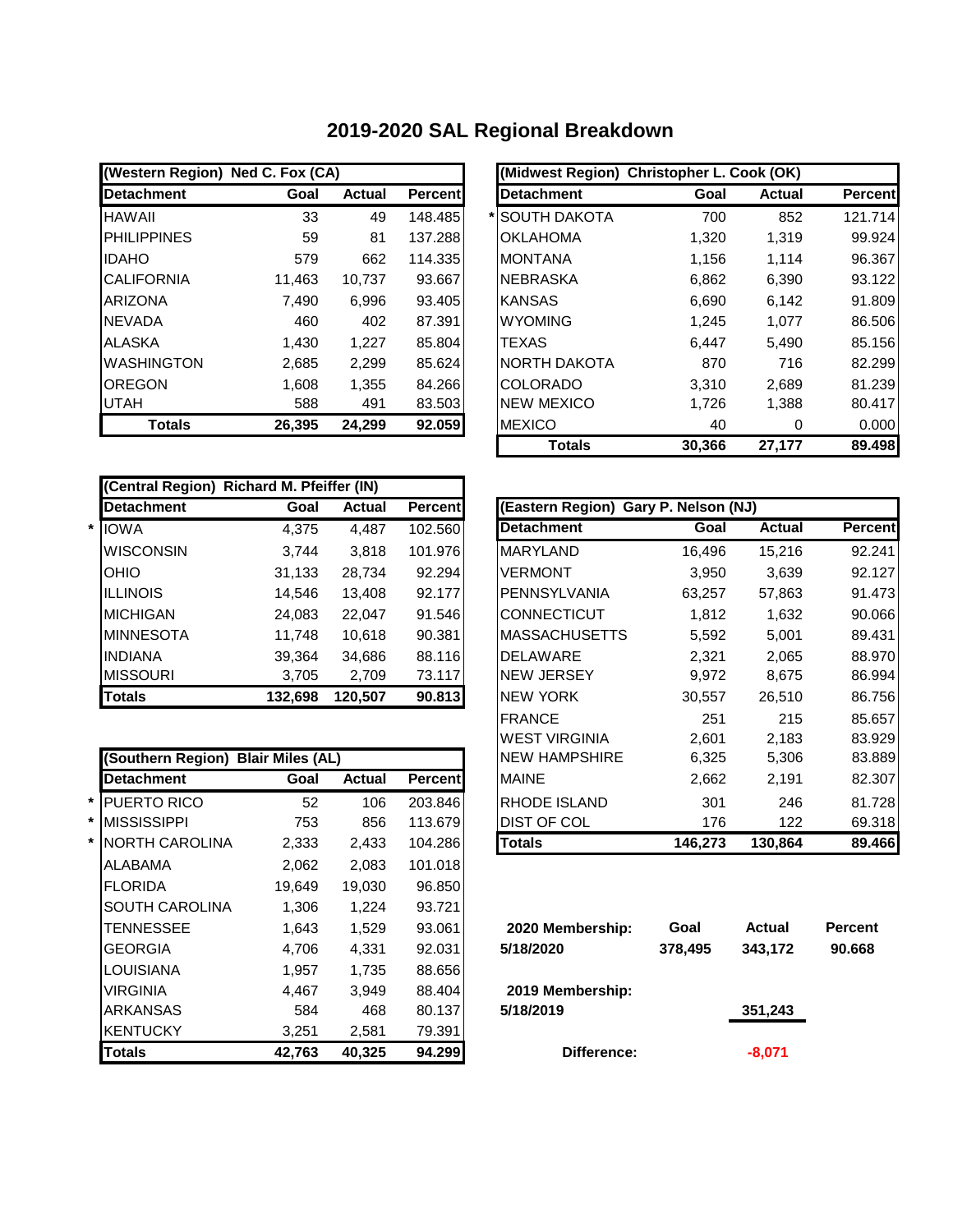# 2019-2020 SAL Regional Breakdown

| (Western Region) Ned C. Fox (CA) | | | |
|---|---|---|---|
| **Detachment** | **Goal** | **Actual** | **Percent** |
| HAWAII | 33 | 49 | 148.485 |
| PHILIPPINES | 59 | 81 | 137.288 |
| IDAHO | 579 | 662 | 114.335 |
| CALIFORNIA | 11,463 | 10,737 | 93.667 |
| ARIZONA | 7,490 | 6,996 | 93.405 |
| NEVADA | 460 | 402 | 87.391 |
| ALASKA | 1,430 | 1,227 | 85.804 |
| WASHINGTON | 2,685 | 2,299 | 85.624 |
| OREGON | 1,608 | 1,355 | 84.266 |
| UTAH | 588 | 491 | 83.503 |
| **Totals** | **26,395** | **24,299** | **92.059** |

| (Midwest Region) Christopher L. Cook (OK) | | | |
|---|---|---|---|
| **Detachment** | **Goal** | **Actual** | **Percent** |
| * SOUTH DAKOTA | 700 | 852 | 121.714 |
| OKLAHOMA | 1,320 | 1,319 | 99.924 |
| MONTANA | 1,156 | 1,114 | 96.367 |
| NEBRASKA | 6,862 | 6,390 | 93.122 |
| KANSAS | 6,690 | 6,142 | 91.809 |
| WYOMING | 1,245 | 1,077 | 86.506 |
| TEXAS | 6,447 | 5,490 | 85.156 |
| NORTH DAKOTA | 870 | 716 | 82.299 |
| COLORADO | 3,310 | 2,689 | 81.239 |
| NEW MEXICO | 1,726 | 1,388 | 80.417 |
| MEXICO | 40 | 0 | 0.000 |
| **Totals** | **30,366** | **27,177** | **89.498** |

| (Central Region) Richard M. Pfeiffer (IN) | | | |
|---|---|---|---|
| **Detachment** | **Goal** | **Actual** | **Percent** |
| * IOWA | 4,375 | 4,487 | 102.560 |
| WISCONSIN | 3,744 | 3,818 | 101.976 |
| OHIO | 31,133 | 28,734 | 92.294 |
| ILLINOIS | 14,546 | 13,408 | 92.177 |
| MICHIGAN | 24,083 | 22,047 | 91.546 |
| MINNESOTA | 11,748 | 10,618 | 90.381 |
| INDIANA | 39,364 | 34,686 | 88.116 |
| MISSOURI | 3,705 | 2,709 | 73.117 |
| **Totals** | **132,698** | **120,507** | **90.813** |

| (Eastern Region) Gary P. Nelson (NJ) | | | |
|---|---|---|---|
| **Detachment** | **Goal** | **Actual** | **Percent** |
| MARYLAND | 16,496 | 15,216 | 92.241 |
| VERMONT | 3,950 | 3,639 | 92.127 |
| PENNSYLVANIA | 63,257 | 57,863 | 91.473 |
| CONNECTICUT | 1,812 | 1,632 | 90.066 |
| MASSACHUSETTS | 5,592 | 5,001 | 89.431 |
| DELAWARE | 2,321 | 2,065 | 88.970 |
| NEW JERSEY | 9,972 | 8,675 | 86.994 |
| NEW YORK | 30,557 | 26,510 | 86.756 |
| FRANCE | 251 | 215 | 85.657 |
| WEST VIRGINIA | 2,601 | 2,183 | 83.929 |
| NEW HAMPSHIRE | 6,325 | 5,306 | 83.889 |
| MAINE | 2,662 | 2,191 | 82.307 |
| RHODE ISLAND | 301 | 246 | 81.728 |
| DIST OF COL | 176 | 122 | 69.318 |
| **Totals** | **146,273** | **130,864** | **89.466** |

| (Southern Region) Blair Miles (AL) | | | |
|---|---|---|---|
| **Detachment** | **Goal** | **Actual** | **Percent** |
| * PUERTO RICO | 52 | 106 | 203.846 |
| * MISSISSIPPI | 753 | 856 | 113.679 |
| * NORTH CAROLINA | 2,333 | 2,433 | 104.286 |
| ALABAMA | 2,062 | 2,083 | 101.018 |
| FLORIDA | 19,649 | 19,030 | 96.850 |
| SOUTH CAROLINA | 1,306 | 1,224 | 93.721 |
| TENNESSEE | 1,643 | 1,529 | 93.061 |
| GEORGIA | 4,706 | 4,331 | 92.031 |
| LOUISIANA | 1,957 | 1,735 | 88.656 |
| VIRGINIA | 4,467 | 3,949 | 88.404 |
| ARKANSAS | 584 | 468 | 80.137 |
| KENTUCKY | 3,251 | 2,581 | 79.391 |
| **Totals** | **42,763** | **40,325** | **94.299** |

| **2020 Membership:** | **Goal** | **Actual** | **Percent** |
|---|---|---|---|
| **5/18/2020** | **378,495** | **343,172** | **90.668** |
| **2019 Membership:** | | | |
| **5/18/2019** | | **351,243** | |
| **Difference:** | | **-8,071** | |